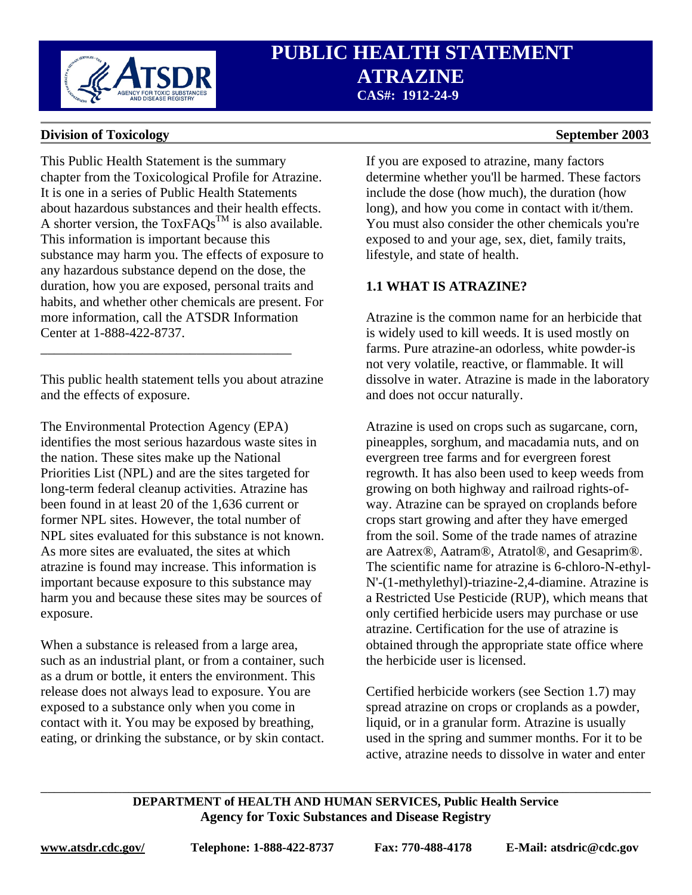# PUBLIC HEALTH STATEMENT
# ATRAZINE
**CAS#: 1912-24-9**

**Division of Toxicology** **September 2003**

This Public Health Statement is the summary chapter from the Toxicological Profile for Atrazine. It is one in a series of Public Health Statements about hazardous substances and their health effects. A shorter version, the ToxFAQs™ is also available. This information is important because this substance may harm you. The effects of exposure to any hazardous substance depend on the dose, the duration, how you are exposed, personal traits and habits, and whether other chemicals are present. For more information, call the ATSDR Information Center at 1-888-422-8737.

---

This public health statement tells you about atrazine and the effects of exposure.

The Environmental Protection Agency (EPA) identifies the most serious hazardous waste sites in the nation. These sites make up the National Priorities List (NPL) and are the sites targeted for long-term federal cleanup activities. Atrazine has been found in at least 20 of the 1,636 current or former NPL sites. However, the total number of NPL sites evaluated for this substance is not known. As more sites are evaluated, the sites at which atrazine is found may increase. This information is important because exposure to this substance may harm you and because these sites may be sources of exposure.

When a substance is released from a large area, such as an industrial plant, or from a container, such as a drum or bottle, it enters the environment. This release does not always lead to exposure. You are exposed to a substance only when you come in contact with it. You may be exposed by breathing, eating, or drinking the substance, or by skin contact.

If you are exposed to atrazine, many factors determine whether you'll be harmed. These factors include the dose (how much), the duration (how long), and how you come in contact with it/them. You must also consider the other chemicals you're exposed to and your age, sex, diet, family traits, lifestyle, and state of health.

## 1.1 WHAT IS ATRAZINE?

Atrazine is the common name for an herbicide that is widely used to kill weeds. It is used mostly on farms. Pure atrazine-an odorless, white powder-is not very volatile, reactive, or flammable. It will dissolve in water. Atrazine is made in the laboratory and does not occur naturally.

Atrazine is used on crops such as sugarcane, corn, pineapples, sorghum, and macadamia nuts, and on evergreen tree farms and for evergreen forest regrowth. It has also been used to keep weeds from growing on both highway and railroad rights-of-way. Atrazine can be sprayed on croplands before crops start growing and after they have emerged from the soil. Some of the trade names of atrazine are Aatrex®, Aatram®, Atratol®, and Gesaprim®. The scientific name for atrazine is 6-chloro-N-ethyl-N'-(1-methylethyl)-triazine-2,4-diamine. Atrazine is a Restricted Use Pesticide (RUP), which means that only certified herbicide users may purchase or use atrazine. Certification for the use of atrazine is obtained through the appropriate state office where the herbicide user is licensed.

Certified herbicide workers (see Section 1.7) may spread atrazine on crops or croplands as a powder, liquid, or in a granular form. Atrazine is usually used in the spring and summer months. For it to be active, atrazine needs to dissolve in water and enter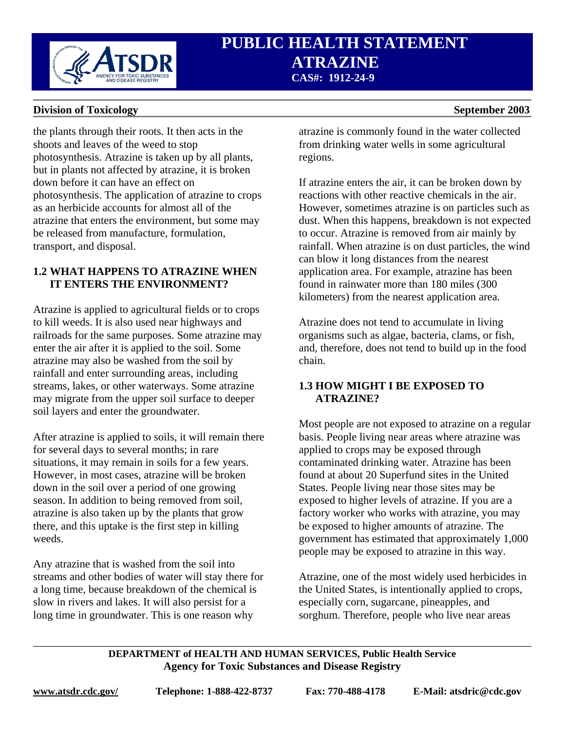the plants through their roots. It then acts in the shoots and leaves of the weed to stop photosynthesis. Atrazine is taken up by all plants, but in plants not affected by atrazine, it is broken down before it can have an effect on photosynthesis. The application of atrazine to crops as an herbicide accounts for almost all of the atrazine that enters the environment, but some may be released from manufacture, formulation, transport, and disposal.

## 1.2 WHAT HAPPENS TO ATRAZINE WHEN IT ENTERS THE ENVIRONMENT?

Atrazine is applied to agricultural fields or to crops to kill weeds. It is also used near highways and railroads for the same purposes. Some atrazine may enter the air after it is applied to the soil. Some atrazine may also be washed from the soil by rainfall and enter surrounding areas, including streams, lakes, or other waterways. Some atrazine may migrate from the upper soil surface to deeper soil layers and enter the groundwater.

After atrazine is applied to soils, it will remain there for several days to several months; in rare situations, it may remain in soils for a few years. However, in most cases, atrazine will be broken down in the soil over a period of one growing season. In addition to being removed from soil, atrazine is also taken up by the plants that grow there, and this uptake is the first step in killing weeds.

Any atrazine that is washed from the soil into streams and other bodies of water will stay there for a long time, because breakdown of the chemical is slow in rivers and lakes. It will also persist for a long time in groundwater. This is one reason why atrazine is commonly found in the water collected from drinking water wells in some agricultural regions.

If atrazine enters the air, it can be broken down by reactions with other reactive chemicals in the air. However, sometimes atrazine is on particles such as dust. When this happens, breakdown is not expected to occur. Atrazine is removed from air mainly by rainfall. When atrazine is on dust particles, the wind can blow it long distances from the nearest application area. For example, atrazine has been found in rainwater more than 180 miles (300 kilometers) from the nearest application area.

Atrazine does not tend to accumulate in living organisms such as algae, bacteria, clams, or fish, and, therefore, does not tend to build up in the food chain.

## 1.3 HOW MIGHT I BE EXPOSED TO ATRAZINE?

Most people are not exposed to atrazine on a regular basis. People living near areas where atrazine was applied to crops may be exposed through contaminated drinking water. Atrazine has been found at about 20 Superfund sites in the United States. People living near those sites may be exposed to higher levels of atrazine. If you are a factory worker who works with atrazine, you may be exposed to higher amounts of atrazine. The government has estimated that approximately 1,000 people may be exposed to atrazine in this way.

Atrazine, one of the most widely used herbicides in the United States, is intentionally applied to crops, especially corn, sugarcane, pineapples, and sorghum. Therefore, people who live near areas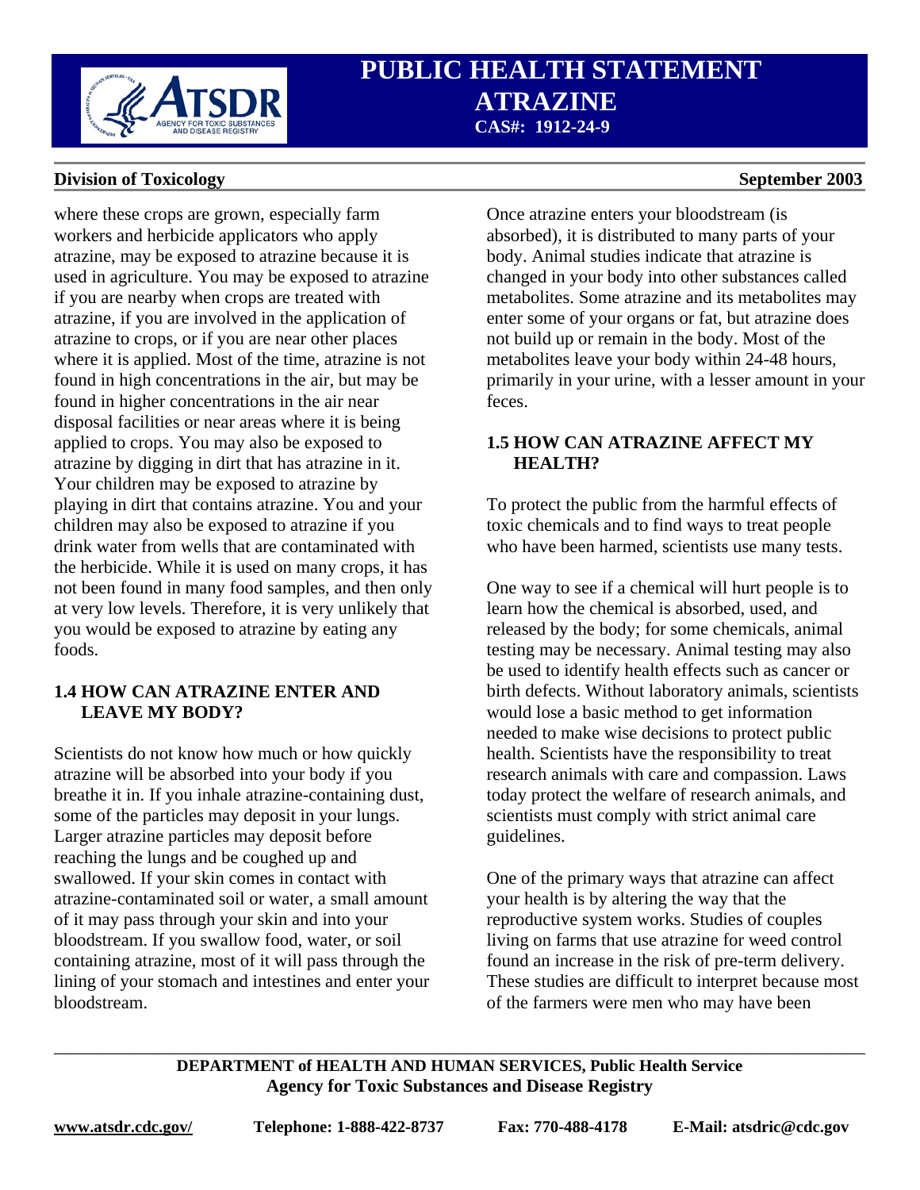where these crops are grown, especially farm workers and herbicide applicators who apply atrazine, may be exposed to atrazine because it is used in agriculture. You may be exposed to atrazine if you are nearby when crops are treated with atrazine, if you are involved in the application of atrazine to crops, or if you are near other places where it is applied. Most of the time, atrazine is not found in high concentrations in the air, but may be found in higher concentrations in the air near disposal facilities or near areas where it is being applied to crops. You may also be exposed to atrazine by digging in dirt that has atrazine in it. Your children may be exposed to atrazine by playing in dirt that contains atrazine. You and your children may also be exposed to atrazine if you drink water from wells that are contaminated with the herbicide. While it is used on many crops, it has not been found in many food samples, and then only at very low levels. Therefore, it is very unlikely that you would be exposed to atrazine by eating any foods.

## 1.4 HOW CAN ATRAZINE ENTER AND LEAVE MY BODY?

Scientists do not know how much or how quickly atrazine will be absorbed into your body if you breathe it in. If you inhale atrazine-containing dust, some of the particles may deposit in your lungs. Larger atrazine particles may deposit before reaching the lungs and be coughed up and swallowed. If your skin comes in contact with atrazine-contaminated soil or water, a small amount of it may pass through your skin and into your bloodstream. If you swallow food, water, or soil containing atrazine, most of it will pass through the lining of your stomach and intestines and enter your bloodstream.

Once atrazine enters your bloodstream (is absorbed), it is distributed to many parts of your body. Animal studies indicate that atrazine is changed in your body into other substances called metabolites. Some atrazine and its metabolites may enter some of your organs or fat, but atrazine does not build up or remain in the body. Most of the metabolites leave your body within 24-48 hours, primarily in your urine, with a lesser amount in your feces.

## 1.5 HOW CAN ATRAZINE AFFECT MY HEALTH?

To protect the public from the harmful effects of toxic chemicals and to find ways to treat people who have been harmed, scientists use many tests.

One way to see if a chemical will hurt people is to learn how the chemical is absorbed, used, and released by the body; for some chemicals, animal testing may be necessary. Animal testing may also be used to identify health effects such as cancer or birth defects. Without laboratory animals, scientists would lose a basic method to get information needed to make wise decisions to protect public health. Scientists have the responsibility to treat research animals with care and compassion. Laws today protect the welfare of research animals, and scientists must comply with strict animal care guidelines.

One of the primary ways that atrazine can affect your health is by altering the way that the reproductive system works. Studies of couples living on farms that use atrazine for weed control found an increase in the risk of pre-term delivery. These studies are difficult to interpret because most of the farmers were men who may have been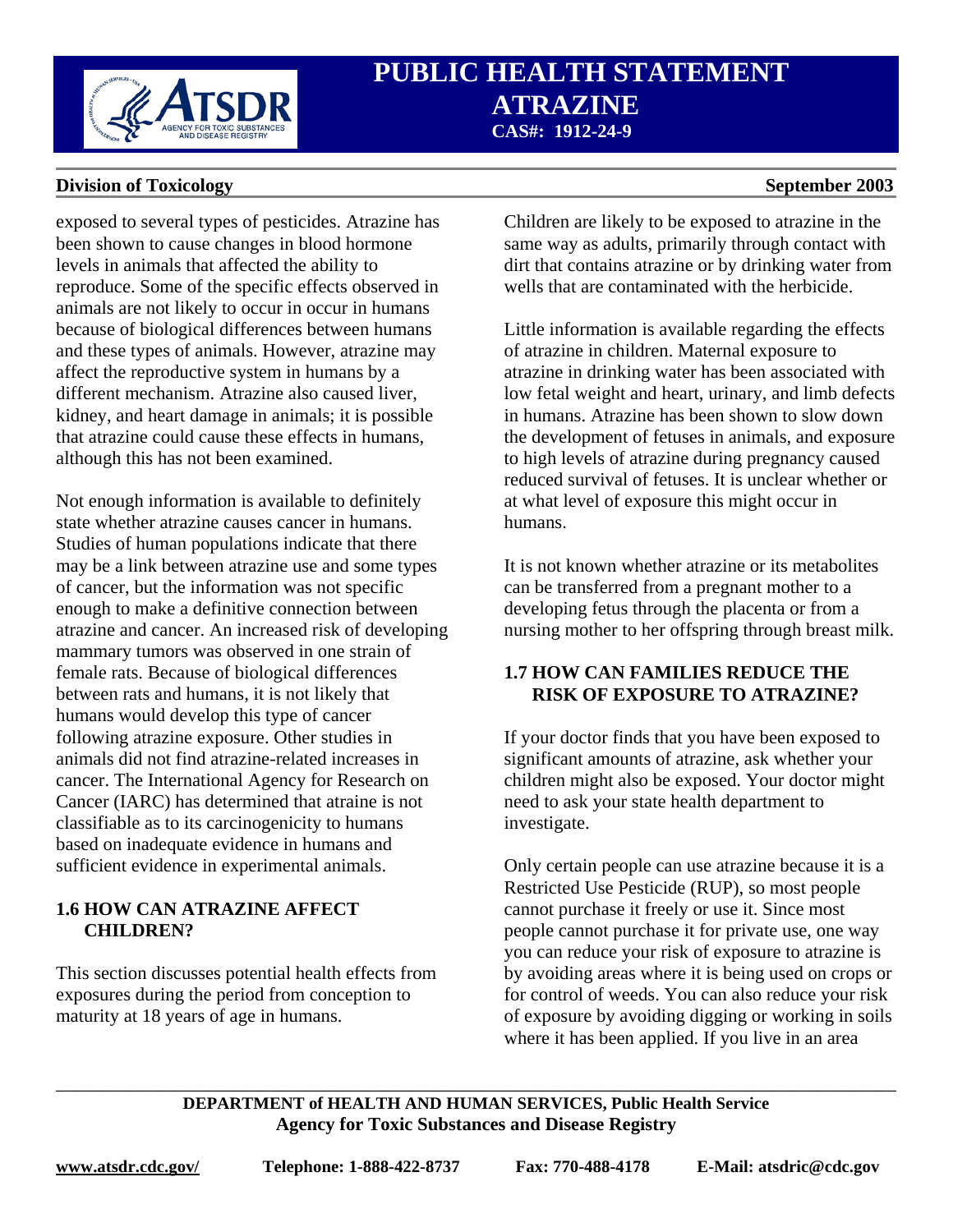exposed to several types of pesticides. Atrazine has been shown to cause changes in blood hormone levels in animals that affected the ability to reproduce. Some of the specific effects observed in animals are not likely to occur in occur in humans because of biological differences between humans and these types of animals. However, atrazine may affect the reproductive system in humans by a different mechanism. Atrazine also caused liver, kidney, and heart damage in animals; it is possible that atrazine could cause these effects in humans, although this has not been examined.

Not enough information is available to definitely state whether atrazine causes cancer in humans. Studies of human populations indicate that there may be a link between atrazine use and some types of cancer, but the information was not specific enough to make a definitive connection between atrazine and cancer. An increased risk of developing mammary tumors was observed in one strain of female rats. Because of biological differences between rats and humans, it is not likely that humans would develop this type of cancer following atrazine exposure. Other studies in animals did not find atrazine-related increases in cancer. The International Agency for Research on Cancer (IARC) has determined that atraine is not classifiable as to its carcinogenicity to humans based on inadequate evidence in humans and sufficient evidence in experimental animals.

## 1.6 HOW CAN ATRAZINE AFFECT CHILDREN?

This section discusses potential health effects from exposures during the period from conception to maturity at 18 years of age in humans.

Children are likely to be exposed to atrazine in the same way as adults, primarily through contact with dirt that contains atrazine or by drinking water from wells that are contaminated with the herbicide.

Little information is available regarding the effects of atrazine in children. Maternal exposure to atrazine in drinking water has been associated with low fetal weight and heart, urinary, and limb defects in humans. Atrazine has been shown to slow down the development of fetuses in animals, and exposure to high levels of atrazine during pregnancy caused reduced survival of fetuses. It is unclear whether or at what level of exposure this might occur in humans.

It is not known whether atrazine or its metabolites can be transferred from a pregnant mother to a developing fetus through the placenta or from a nursing mother to her offspring through breast milk.

## 1.7 HOW CAN FAMILIES REDUCE THE RISK OF EXPOSURE TO ATRAZINE?

If your doctor finds that you have been exposed to significant amounts of atrazine, ask whether your children might also be exposed. Your doctor might need to ask your state health department to investigate.

Only certain people can use atrazine because it is a Restricted Use Pesticide (RUP), so most people cannot purchase it freely or use it. Since most people cannot purchase it for private use, one way you can reduce your risk of exposure to atrazine is by avoiding areas where it is being used on crops or for control of weeds. You can also reduce your risk of exposure by avoiding digging or working in soils where it has been applied. If you live in an area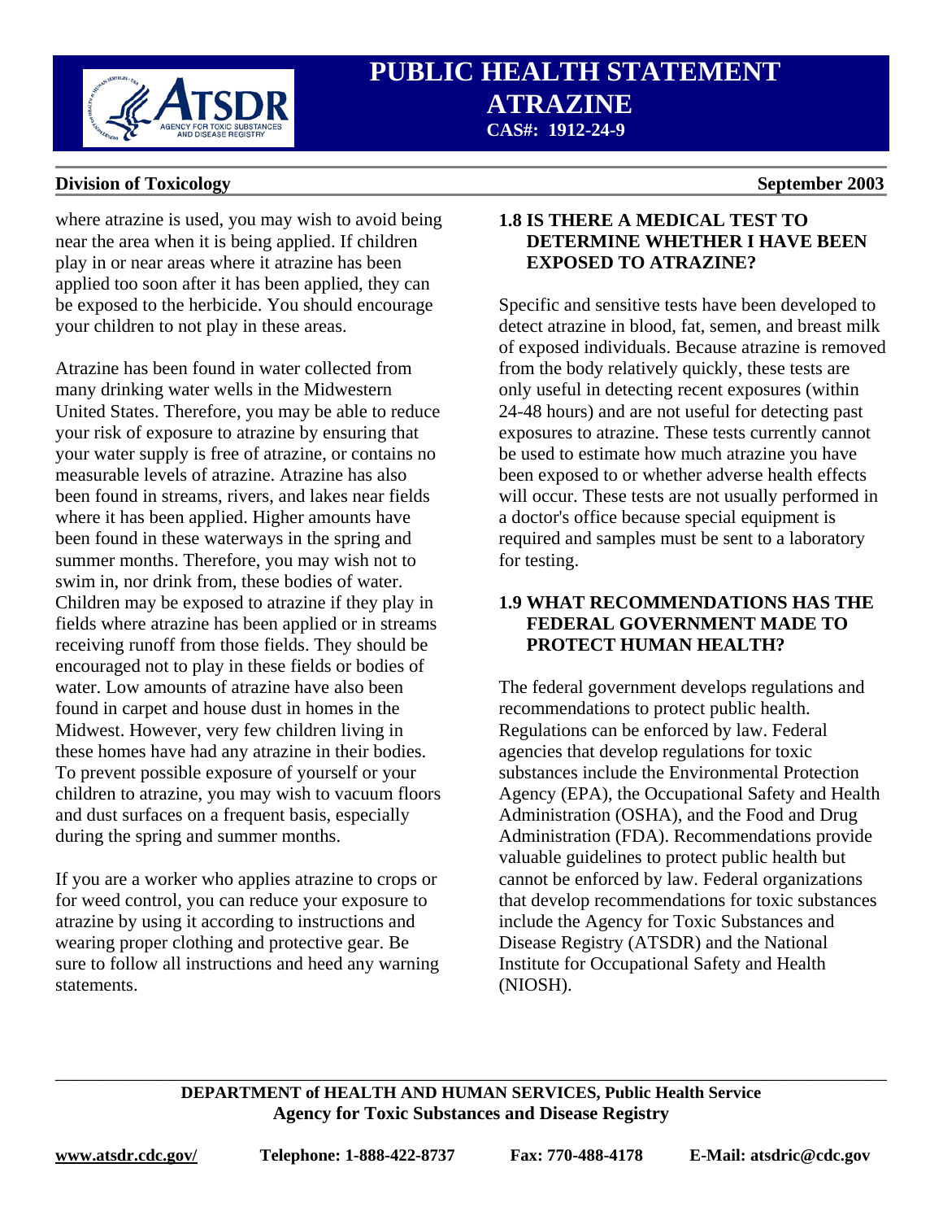where atrazine is used, you may wish to avoid being near the area when it is being applied. If children play in or near areas where it atrazine has been applied too soon after it has been applied, they can be exposed to the herbicide. You should encourage your children to not play in these areas.

Atrazine has been found in water collected from many drinking water wells in the Midwestern United States. Therefore, you may be able to reduce your risk of exposure to atrazine by ensuring that your water supply is free of atrazine, or contains no measurable levels of atrazine. Atrazine has also been found in streams, rivers, and lakes near fields where it has been applied. Higher amounts have been found in these waterways in the spring and summer months. Therefore, you may wish not to swim in, nor drink from, these bodies of water. Children may be exposed to atrazine if they play in fields where atrazine has been applied or in streams receiving runoff from those fields. They should be encouraged not to play in these fields or bodies of water. Low amounts of atrazine have also been found in carpet and house dust in homes in the Midwest. However, very few children living in these homes have had any atrazine in their bodies. To prevent possible exposure of yourself or your children to atrazine, you may wish to vacuum floors and dust surfaces on a frequent basis, especially during the spring and summer months.

If you are a worker who applies atrazine to crops or for weed control, you can reduce your exposure to atrazine by using it according to instructions and wearing proper clothing and protective gear. Be sure to follow all instructions and heed any warning statements.

## 1.8 IS THERE A MEDICAL TEST TO DETERMINE WHETHER I HAVE BEEN EXPOSED TO ATRAZINE?

Specific and sensitive tests have been developed to detect atrazine in blood, fat, semen, and breast milk of exposed individuals. Because atrazine is removed from the body relatively quickly, these tests are only useful in detecting recent exposures (within 24-48 hours) and are not useful for detecting past exposures to atrazine. These tests currently cannot be used to estimate how much atrazine you have been exposed to or whether adverse health effects will occur. These tests are not usually performed in a doctor's office because special equipment is required and samples must be sent to a laboratory for testing.

## 1.9 WHAT RECOMMENDATIONS HAS THE FEDERAL GOVERNMENT MADE TO PROTECT HUMAN HEALTH?

The federal government develops regulations and recommendations to protect public health. Regulations can be enforced by law. Federal agencies that develop regulations for toxic substances include the Environmental Protection Agency (EPA), the Occupational Safety and Health Administration (OSHA), and the Food and Drug Administration (FDA). Recommendations provide valuable guidelines to protect public health but cannot be enforced by law. Federal organizations that develop recommendations for toxic substances include the Agency for Toxic Substances and Disease Registry (ATSDR) and the National Institute for Occupational Safety and Health (NIOSH).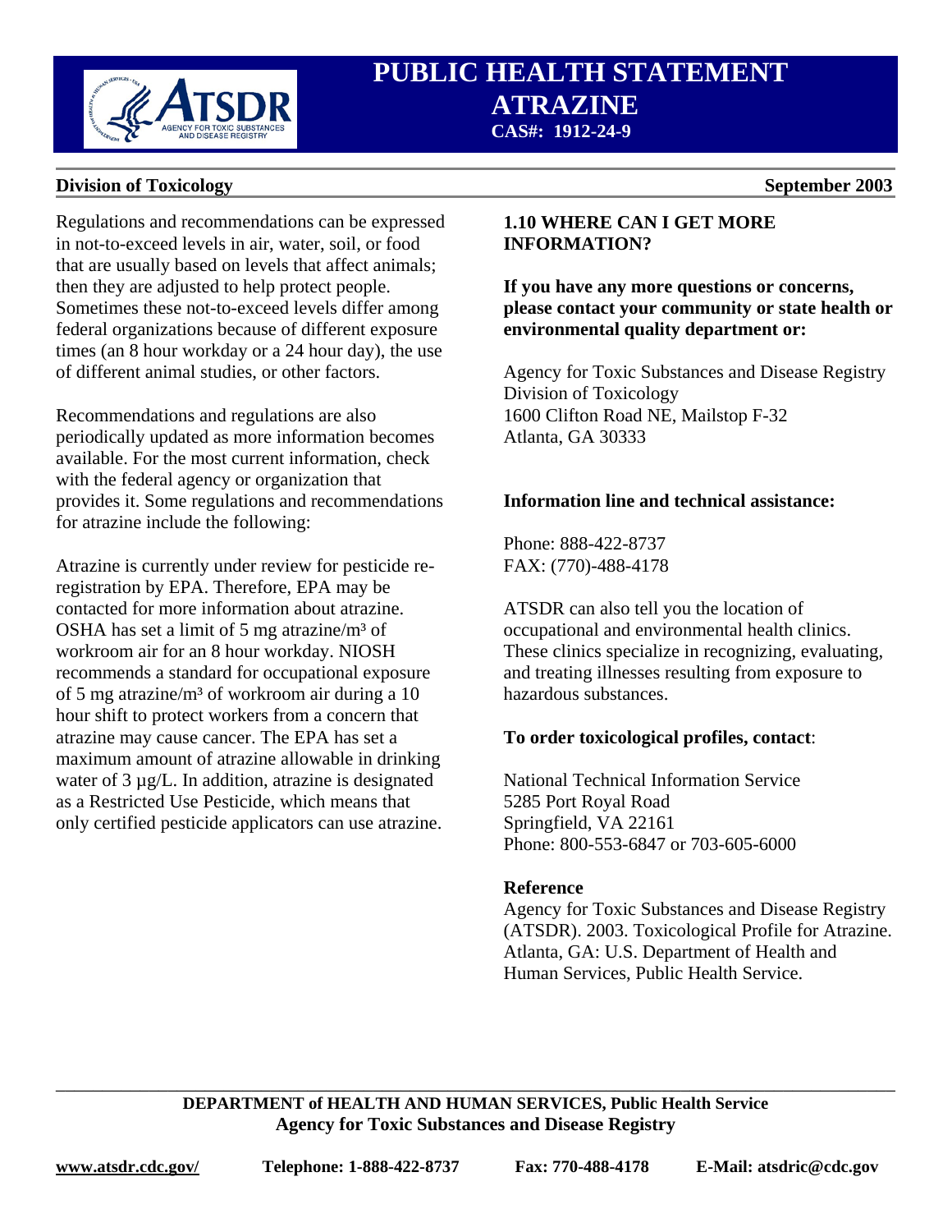Regulations and recommendations can be expressed in not-to-exceed levels in air, water, soil, or food that are usually based on levels that affect animals; then they are adjusted to help protect people. Sometimes these not-to-exceed levels differ among federal organizations because of different exposure times (an 8 hour workday or a 24 hour day), the use of different animal studies, or other factors.

Recommendations and regulations are also periodically updated as more information becomes available. For the most current information, check with the federal agency or organization that provides it. Some regulations and recommendations for atrazine include the following:

Atrazine is currently under review for pesticide re-registration by EPA. Therefore, EPA may be contacted for more information about atrazine. OSHA has set a limit of 5 mg atrazine/m³ of workroom air for an 8 hour workday. NIOSH recommends a standard for occupational exposure of 5 mg atrazine/m³ of workroom air during a 10 hour shift to protect workers from a concern that atrazine may cause cancer. The EPA has set a maximum amount of atrazine allowable in drinking water of 3 µg/L. In addition, atrazine is designated as a Restricted Use Pesticide, which means that only certified pesticide applicators can use atrazine.

## 1.10 WHERE CAN I GET MORE INFORMATION?

**If you have any more questions or concerns, please contact your community or state health or environmental quality department or:**

Agency for Toxic Substances and Disease Registry
Division of Toxicology
1600 Clifton Road NE, Mailstop F-32
Atlanta, GA 30333

**Information line and technical assistance:**

Phone: 888-422-8737
FAX: (770)-488-4178

ATSDR can also tell you the location of occupational and environmental health clinics. These clinics specialize in recognizing, evaluating, and treating illnesses resulting from exposure to hazardous substances.

**To order toxicological profiles, contact**:

National Technical Information Service
5285 Port Royal Road
Springfield, VA 22161
Phone: 800-553-6847 or 703-605-6000

**Reference**

Agency for Toxic Substances and Disease Registry (ATSDR). 2003. Toxicological Profile for Atrazine. Atlanta, GA: U.S. Department of Health and Human Services, Public Health Service.